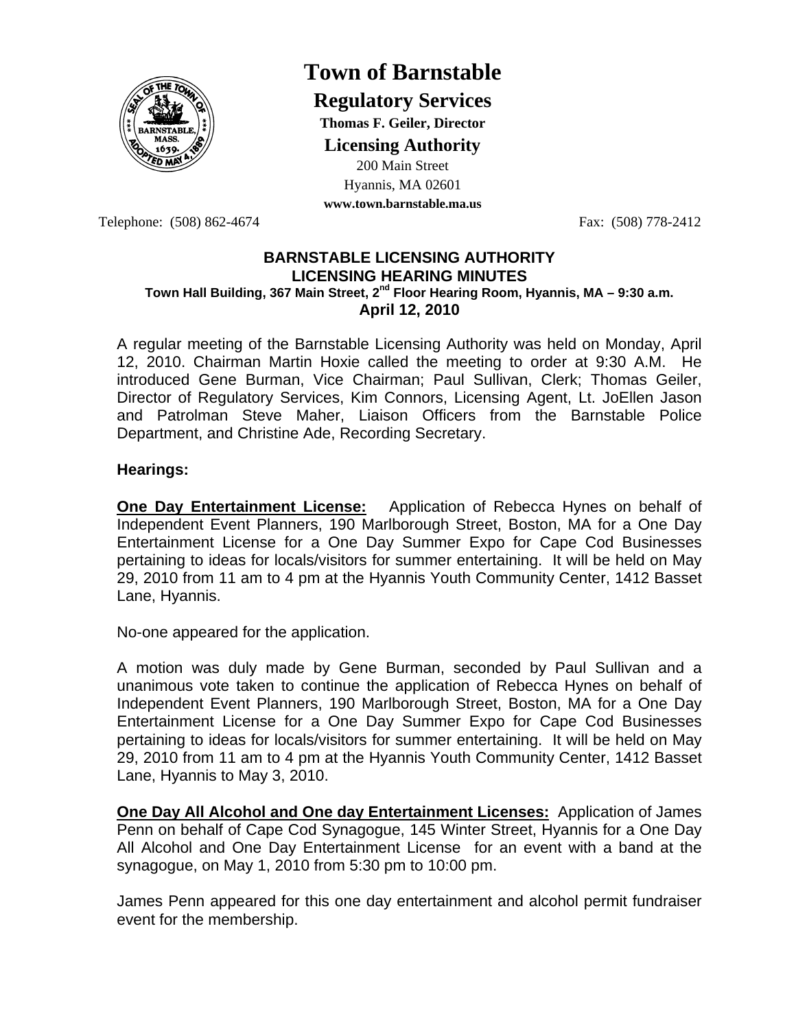# Town of Barnstable

## Regulatory Services

**Thomas F. Geiler, Director**

## Licensing Authority

200 Main Street
Hyannis, MA 02601
**www.town.barnstable.ma.us**

Telephone: (508) 862-4674 Fax: (508) 778-2412

**BARNSTABLE LICENSING AUTHORITY**
**LICENSING HEARING MINUTES**
**Town Hall Building, 367 Main Street, 2nd Floor Hearing Room, Hyannis, MA – 9:30 a.m.**
**April 12, 2010**

A regular meeting of the Barnstable Licensing Authority was held on Monday, April 12, 2010. Chairman Martin Hoxie called the meeting to order at 9:30 A.M. He introduced Gene Burman, Vice Chairman; Paul Sullivan, Clerk; Thomas Geiler, Director of Regulatory Services, Kim Connors, Licensing Agent, Lt. JoEllen Jason and Patrolman Steve Maher, Liaison Officers from the Barnstable Police Department, and Christine Ade, Recording Secretary.

**Hearings:**

**One Day Entertainment License:** Application of Rebecca Hynes on behalf of Independent Event Planners, 190 Marlborough Street, Boston, MA for a One Day Entertainment License for a One Day Summer Expo for Cape Cod Businesses pertaining to ideas for locals/visitors for summer entertaining. It will be held on May 29, 2010 from 11 am to 4 pm at the Hyannis Youth Community Center, 1412 Basset Lane, Hyannis.

No-one appeared for the application.

A motion was duly made by Gene Burman, seconded by Paul Sullivan and a unanimous vote taken to continue the application of Rebecca Hynes on behalf of Independent Event Planners, 190 Marlborough Street, Boston, MA for a One Day Entertainment License for a One Day Summer Expo for Cape Cod Businesses pertaining to ideas for locals/visitors for summer entertaining. It will be held on May 29, 2010 from 11 am to 4 pm at the Hyannis Youth Community Center, 1412 Basset Lane, Hyannis to May 3, 2010.

**One Day All Alcohol and One day Entertainment Licenses:** Application of James Penn on behalf of Cape Cod Synagogue, 145 Winter Street, Hyannis for a One Day All Alcohol and One Day Entertainment License for an event with a band at the synagogue, on May 1, 2010 from 5:30 pm to 10:00 pm.

James Penn appeared for this one day entertainment and alcohol permit fundraiser event for the membership.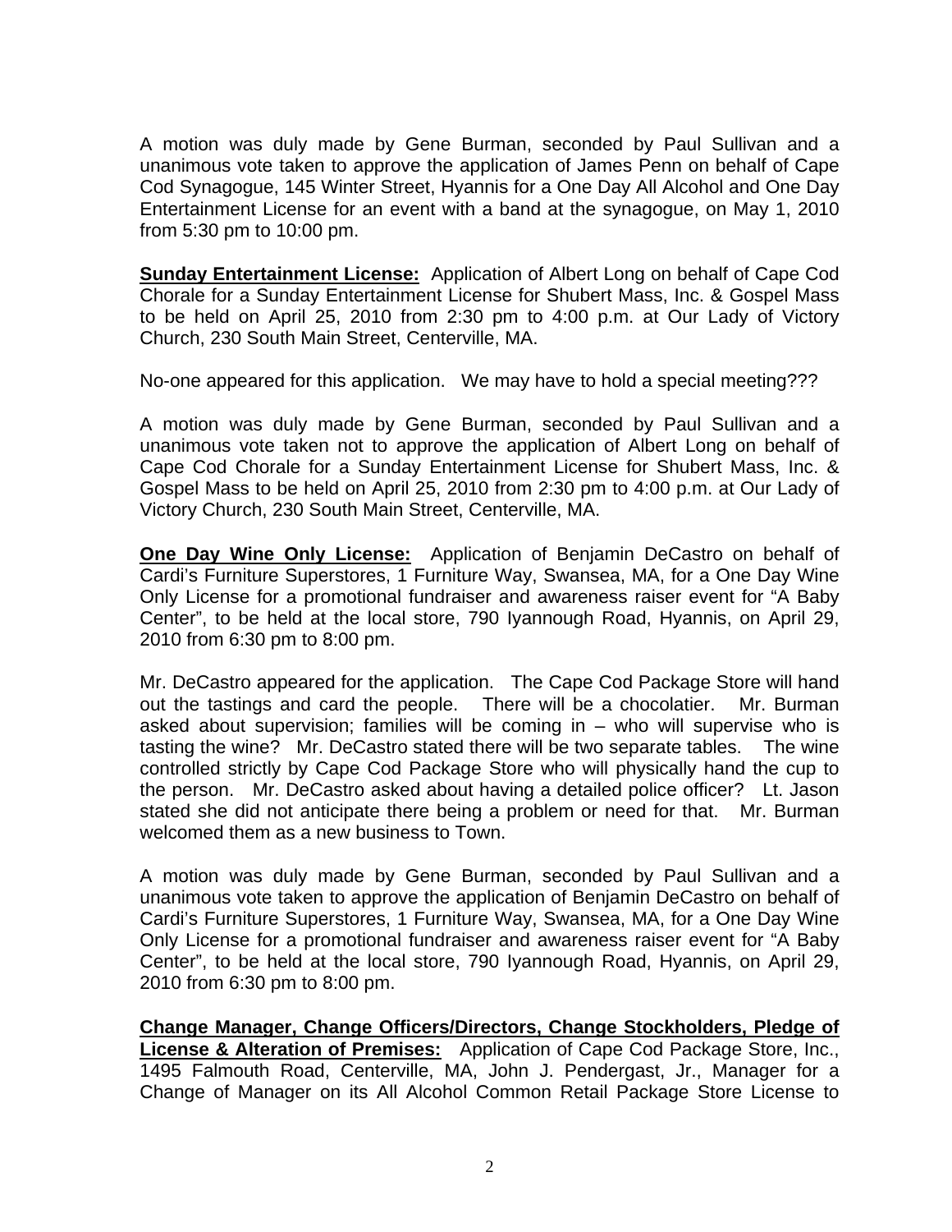A motion was duly made by Gene Burman, seconded by Paul Sullivan and a unanimous vote taken to approve the application of James Penn on behalf of Cape Cod Synagogue, 145 Winter Street, Hyannis for a One Day All Alcohol and One Day Entertainment License for an event with a band at the synagogue, on May 1, 2010 from 5:30 pm to 10:00 pm.

**Sunday Entertainment License:** Application of Albert Long on behalf of Cape Cod Chorale for a Sunday Entertainment License for Shubert Mass, Inc. & Gospel Mass to be held on April 25, 2010 from 2:30 pm to 4:00 p.m. at Our Lady of Victory Church, 230 South Main Street, Centerville, MA.

No-one appeared for this application. We may have to hold a special meeting???

A motion was duly made by Gene Burman, seconded by Paul Sullivan and a unanimous vote taken not to approve the application of Albert Long on behalf of Cape Cod Chorale for a Sunday Entertainment License for Shubert Mass, Inc. & Gospel Mass to be held on April 25, 2010 from 2:30 pm to 4:00 p.m. at Our Lady of Victory Church, 230 South Main Street, Centerville, MA.

**One Day Wine Only License:** Application of Benjamin DeCastro on behalf of Cardi's Furniture Superstores, 1 Furniture Way, Swansea, MA, for a One Day Wine Only License for a promotional fundraiser and awareness raiser event for "A Baby Center", to be held at the local store, 790 Iyannough Road, Hyannis, on April 29, 2010 from 6:30 pm to 8:00 pm.

Mr. DeCastro appeared for the application. The Cape Cod Package Store will hand out the tastings and card the people. There will be a chocolatier. Mr. Burman asked about supervision; families will be coming in – who will supervise who is tasting the wine? Mr. DeCastro stated there will be two separate tables. The wine controlled strictly by Cape Cod Package Store who will physically hand the cup to the person. Mr. DeCastro asked about having a detailed police officer? Lt. Jason stated she did not anticipate there being a problem or need for that. Mr. Burman welcomed them as a new business to Town.

A motion was duly made by Gene Burman, seconded by Paul Sullivan and a unanimous vote taken to approve the application of Benjamin DeCastro on behalf of Cardi's Furniture Superstores, 1 Furniture Way, Swansea, MA, for a One Day Wine Only License for a promotional fundraiser and awareness raiser event for "A Baby Center", to be held at the local store, 790 Iyannough Road, Hyannis, on April 29, 2010 from 6:30 pm to 8:00 pm.

**Change Manager, Change Officers/Directors, Change Stockholders, Pledge of License & Alteration of Premises:** Application of Cape Cod Package Store, Inc., 1495 Falmouth Road, Centerville, MA, John J. Pendergast, Jr., Manager for a Change of Manager on its All Alcohol Common Retail Package Store License to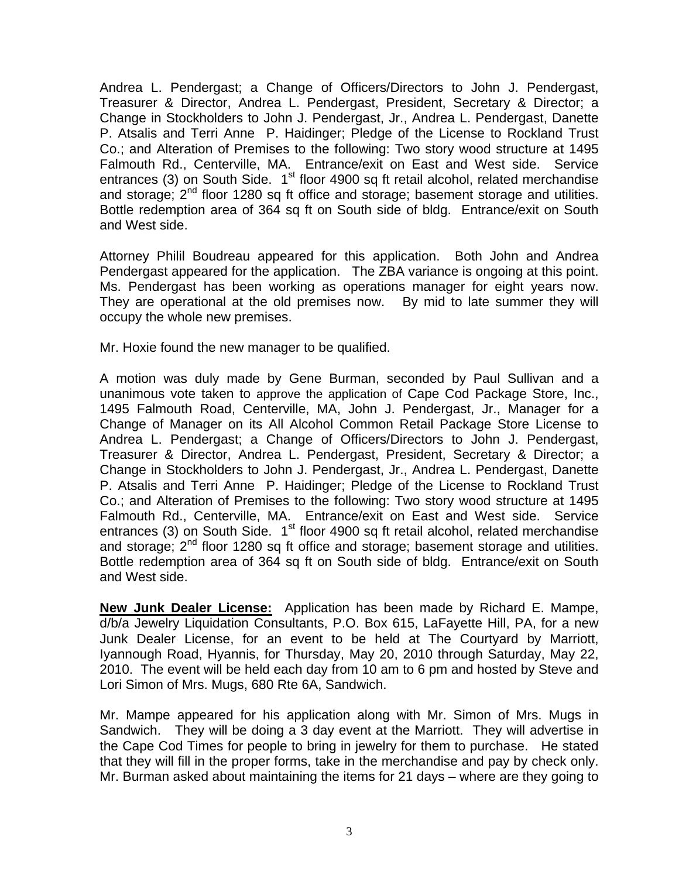Andrea L. Pendergast; a Change of Officers/Directors to John J. Pendergast, Treasurer & Director, Andrea L. Pendergast, President, Secretary & Director; a Change in Stockholders to John J. Pendergast, Jr., Andrea L. Pendergast, Danette P. Atsalis and Terri Anne P. Haidinger; Pledge of the License to Rockland Trust Co.; and Alteration of Premises to the following: Two story wood structure at 1495 Falmouth Rd., Centerville, MA. Entrance/exit on East and West side. Service entrances (3) on South Side. 1st floor 4900 sq ft retail alcohol, related merchandise and storage; 2nd floor 1280 sq ft office and storage; basement storage and utilities. Bottle redemption area of 364 sq ft on South side of bldg. Entrance/exit on South and West side.

Attorney Philil Boudreau appeared for this application. Both John and Andrea Pendergast appeared for the application. The ZBA variance is ongoing at this point. Ms. Pendergast has been working as operations manager for eight years now. They are operational at the old premises now. By mid to late summer they will occupy the whole new premises.

Mr. Hoxie found the new manager to be qualified.

A motion was duly made by Gene Burman, seconded by Paul Sullivan and a unanimous vote taken to approve the application of Cape Cod Package Store, Inc., 1495 Falmouth Road, Centerville, MA, John J. Pendergast, Jr., Manager for a Change of Manager on its All Alcohol Common Retail Package Store License to Andrea L. Pendergast; a Change of Officers/Directors to John J. Pendergast, Treasurer & Director, Andrea L. Pendergast, President, Secretary & Director; a Change in Stockholders to John J. Pendergast, Jr., Andrea L. Pendergast, Danette P. Atsalis and Terri Anne P. Haidinger; Pledge of the License to Rockland Trust Co.; and Alteration of Premises to the following: Two story wood structure at 1495 Falmouth Rd., Centerville, MA. Entrance/exit on East and West side. Service entrances (3) on South Side. 1st floor 4900 sq ft retail alcohol, related merchandise and storage; 2nd floor 1280 sq ft office and storage; basement storage and utilities. Bottle redemption area of 364 sq ft on South side of bldg. Entrance/exit on South and West side.

**New Junk Dealer License:** Application has been made by Richard E. Mampe, d/b/a Jewelry Liquidation Consultants, P.O. Box 615, LaFayette Hill, PA, for a new Junk Dealer License, for an event to be held at The Courtyard by Marriott, Iyannough Road, Hyannis, for Thursday, May 20, 2010 through Saturday, May 22, 2010. The event will be held each day from 10 am to 6 pm and hosted by Steve and Lori Simon of Mrs. Mugs, 680 Rte 6A, Sandwich.

Mr. Mampe appeared for his application along with Mr. Simon of Mrs. Mugs in Sandwich. They will be doing a 3 day event at the Marriott. They will advertise in the Cape Cod Times for people to bring in jewelry for them to purchase. He stated that they will fill in the proper forms, take in the merchandise and pay by check only. Mr. Burman asked about maintaining the items for 21 days – where are they going to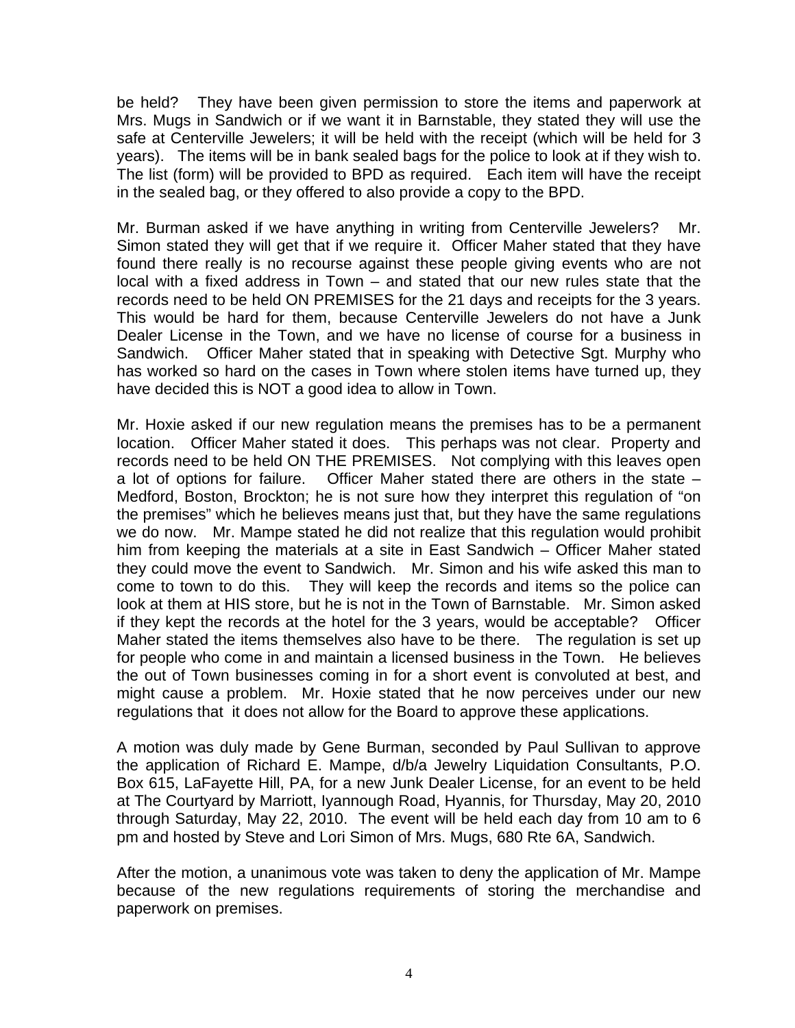be held? They have been given permission to store the items and paperwork at Mrs. Mugs in Sandwich or if we want it in Barnstable, they stated they will use the safe at Centerville Jewelers; it will be held with the receipt (which will be held for 3 years). The items will be in bank sealed bags for the police to look at if they wish to. The list (form) will be provided to BPD as required. Each item will have the receipt in the sealed bag, or they offered to also provide a copy to the BPD.

Mr. Burman asked if we have anything in writing from Centerville Jewelers? Mr. Simon stated they will get that if we require it. Officer Maher stated that they have found there really is no recourse against these people giving events who are not local with a fixed address in Town – and stated that our new rules state that the records need to be held ON PREMISES for the 21 days and receipts for the 3 years. This would be hard for them, because Centerville Jewelers do not have a Junk Dealer License in the Town, and we have no license of course for a business in Sandwich. Officer Maher stated that in speaking with Detective Sgt. Murphy who has worked so hard on the cases in Town where stolen items have turned up, they have decided this is NOT a good idea to allow in Town.

Mr. Hoxie asked if our new regulation means the premises has to be a permanent location. Officer Maher stated it does. This perhaps was not clear. Property and records need to be held ON THE PREMISES. Not complying with this leaves open a lot of options for failure. Officer Maher stated there are others in the state – Medford, Boston, Brockton; he is not sure how they interpret this regulation of "on the premises" which he believes means just that, but they have the same regulations we do now. Mr. Mampe stated he did not realize that this regulation would prohibit him from keeping the materials at a site in East Sandwich – Officer Maher stated they could move the event to Sandwich. Mr. Simon and his wife asked this man to come to town to do this. They will keep the records and items so the police can look at them at HIS store, but he is not in the Town of Barnstable. Mr. Simon asked if they kept the records at the hotel for the 3 years, would be acceptable? Officer Maher stated the items themselves also have to be there. The regulation is set up for people who come in and maintain a licensed business in the Town. He believes the out of Town businesses coming in for a short event is convoluted at best, and might cause a problem. Mr. Hoxie stated that he now perceives under our new regulations that it does not allow for the Board to approve these applications.

A motion was duly made by Gene Burman, seconded by Paul Sullivan to approve the application of Richard E. Mampe, d/b/a Jewelry Liquidation Consultants, P.O. Box 615, LaFayette Hill, PA, for a new Junk Dealer License, for an event to be held at The Courtyard by Marriott, Iyannough Road, Hyannis, for Thursday, May 20, 2010 through Saturday, May 22, 2010. The event will be held each day from 10 am to 6 pm and hosted by Steve and Lori Simon of Mrs. Mugs, 680 Rte 6A, Sandwich.

After the motion, a unanimous vote was taken to deny the application of Mr. Mampe because of the new regulations requirements of storing the merchandise and paperwork on premises.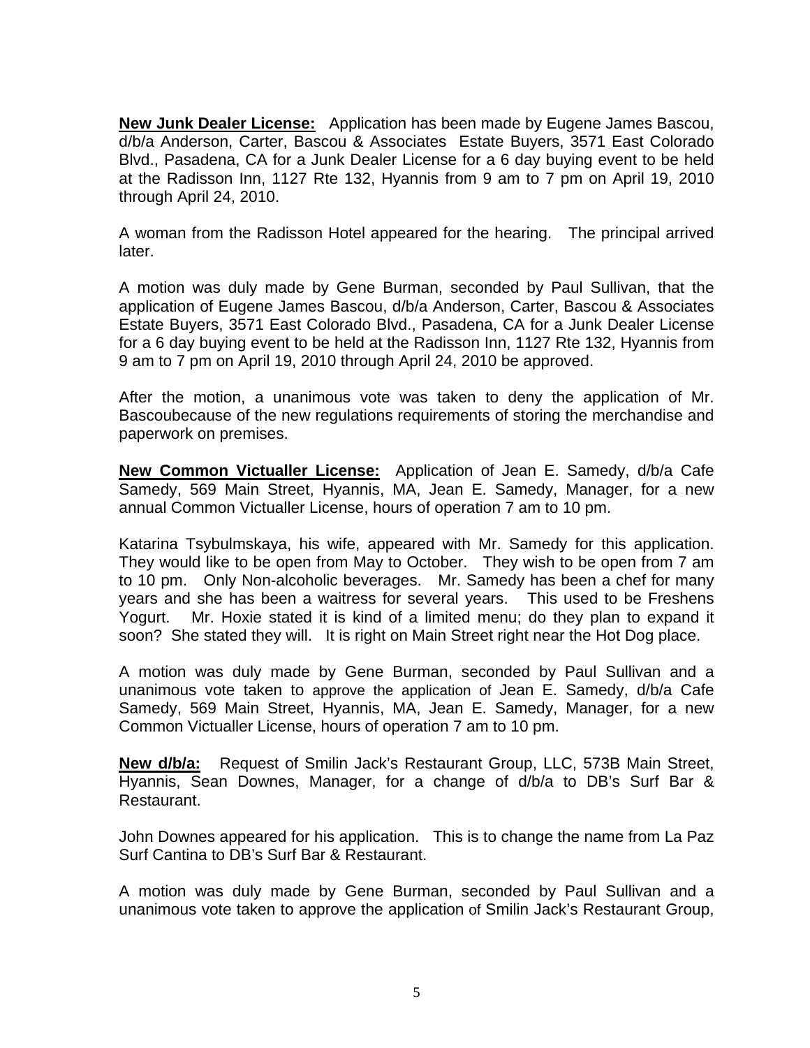**New Junk Dealer License:** Application has been made by Eugene James Bascou, d/b/a Anderson, Carter, Bascou & Associates Estate Buyers, 3571 East Colorado Blvd., Pasadena, CA for a Junk Dealer License for a 6 day buying event to be held at the Radisson Inn, 1127 Rte 132, Hyannis from 9 am to 7 pm on April 19, 2010 through April 24, 2010.

A woman from the Radisson Hotel appeared for the hearing. The principal arrived later.

A motion was duly made by Gene Burman, seconded by Paul Sullivan, that the application of Eugene James Bascou, d/b/a Anderson, Carter, Bascou & Associates Estate Buyers, 3571 East Colorado Blvd., Pasadena, CA for a Junk Dealer License for a 6 day buying event to be held at the Radisson Inn, 1127 Rte 132, Hyannis from 9 am to 7 pm on April 19, 2010 through April 24, 2010 be approved.

After the motion, a unanimous vote was taken to deny the application of Mr. Bascoubecause of the new regulations requirements of storing the merchandise and paperwork on premises.

**New Common Victualler License:** Application of Jean E. Samedy, d/b/a Cafe Samedy, 569 Main Street, Hyannis, MA, Jean E. Samedy, Manager, for a new annual Common Victualler License, hours of operation 7 am to 10 pm.

Katarina Tsybulmskaya, his wife, appeared with Mr. Samedy for this application. They would like to be open from May to October. They wish to be open from 7 am to 10 pm. Only Non-alcoholic beverages. Mr. Samedy has been a chef for many years and she has been a waitress for several years. This used to be Freshens Yogurt. Mr. Hoxie stated it is kind of a limited menu; do they plan to expand it soon? She stated they will. It is right on Main Street right near the Hot Dog place.

A motion was duly made by Gene Burman, seconded by Paul Sullivan and a unanimous vote taken to approve the application of Jean E. Samedy, d/b/a Cafe Samedy, 569 Main Street, Hyannis, MA, Jean E. Samedy, Manager, for a new Common Victualler License, hours of operation 7 am to 10 pm.

**New d/b/a:** Request of Smilin Jack's Restaurant Group, LLC, 573B Main Street, Hyannis, Sean Downes, Manager, for a change of d/b/a to DB's Surf Bar & Restaurant.

John Downes appeared for his application. This is to change the name from La Paz Surf Cantina to DB's Surf Bar & Restaurant.

A motion was duly made by Gene Burman, seconded by Paul Sullivan and a unanimous vote taken to approve the application of Smilin Jack's Restaurant Group,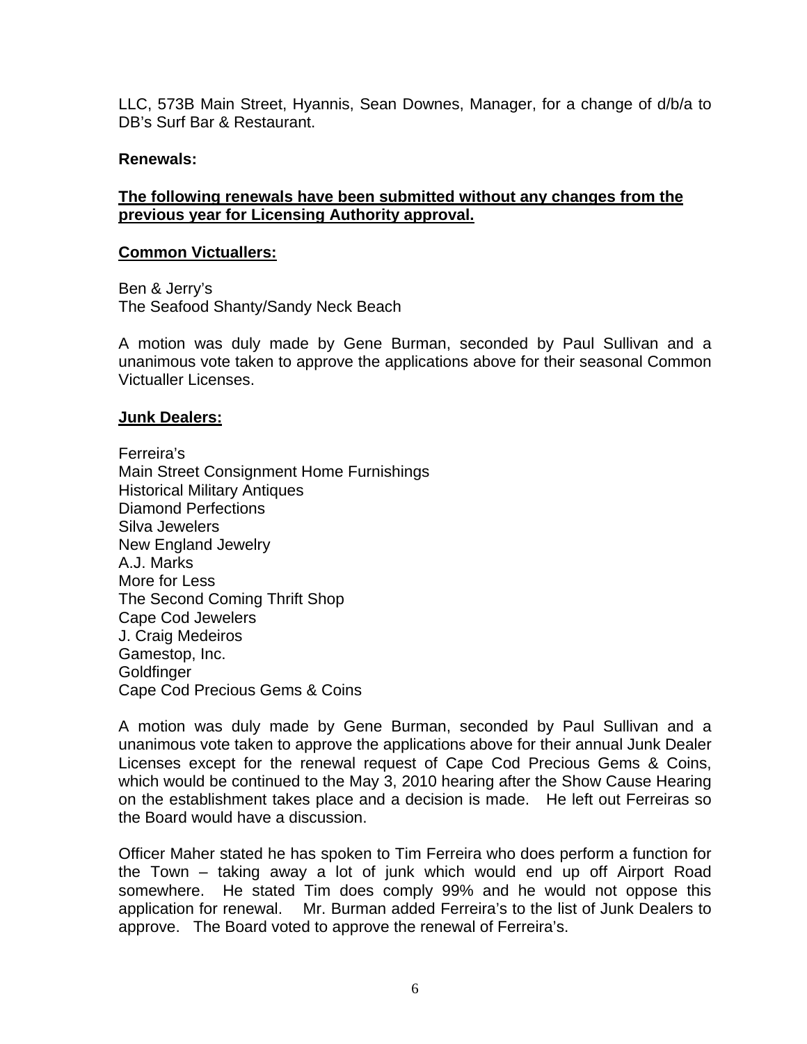LLC, 573B Main Street, Hyannis, Sean Downes, Manager, for a change of d/b/a to DB's Surf Bar & Restaurant.

**Renewals:**

**The following renewals have been submitted without any changes from the previous year for Licensing Authority approval.**

**Common Victuallers:**

Ben & Jerry's  
The Seafood Shanty/Sandy Neck Beach

A motion was duly made by Gene Burman, seconded by Paul Sullivan and a unanimous vote taken to approve the applications above for their seasonal Common Victualler Licenses.

**Junk Dealers:**

Ferreira's  
Main Street Consignment Home Furnishings  
Historical Military Antiques  
Diamond Perfections  
Silva Jewelers  
New England Jewelry  
A.J. Marks  
More for Less  
The Second Coming Thrift Shop  
Cape Cod Jewelers  
J. Craig Medeiros  
Gamestop, Inc.  
Goldfinger  
Cape Cod Precious Gems & Coins

A motion was duly made by Gene Burman, seconded by Paul Sullivan and a unanimous vote taken to approve the applications above for their annual Junk Dealer Licenses except for the renewal request of Cape Cod Precious Gems & Coins, which would be continued to the May 3, 2010 hearing after the Show Cause Hearing on the establishment takes place and a decision is made. He left out Ferreiras so the Board would have a discussion.

Officer Maher stated he has spoken to Tim Ferreira who does perform a function for the Town – taking away a lot of junk which would end up off Airport Road somewhere. He stated Tim does comply 99% and he would not oppose this application for renewal. Mr. Burman added Ferreira's to the list of Junk Dealers to approve. The Board voted to approve the renewal of Ferreira's.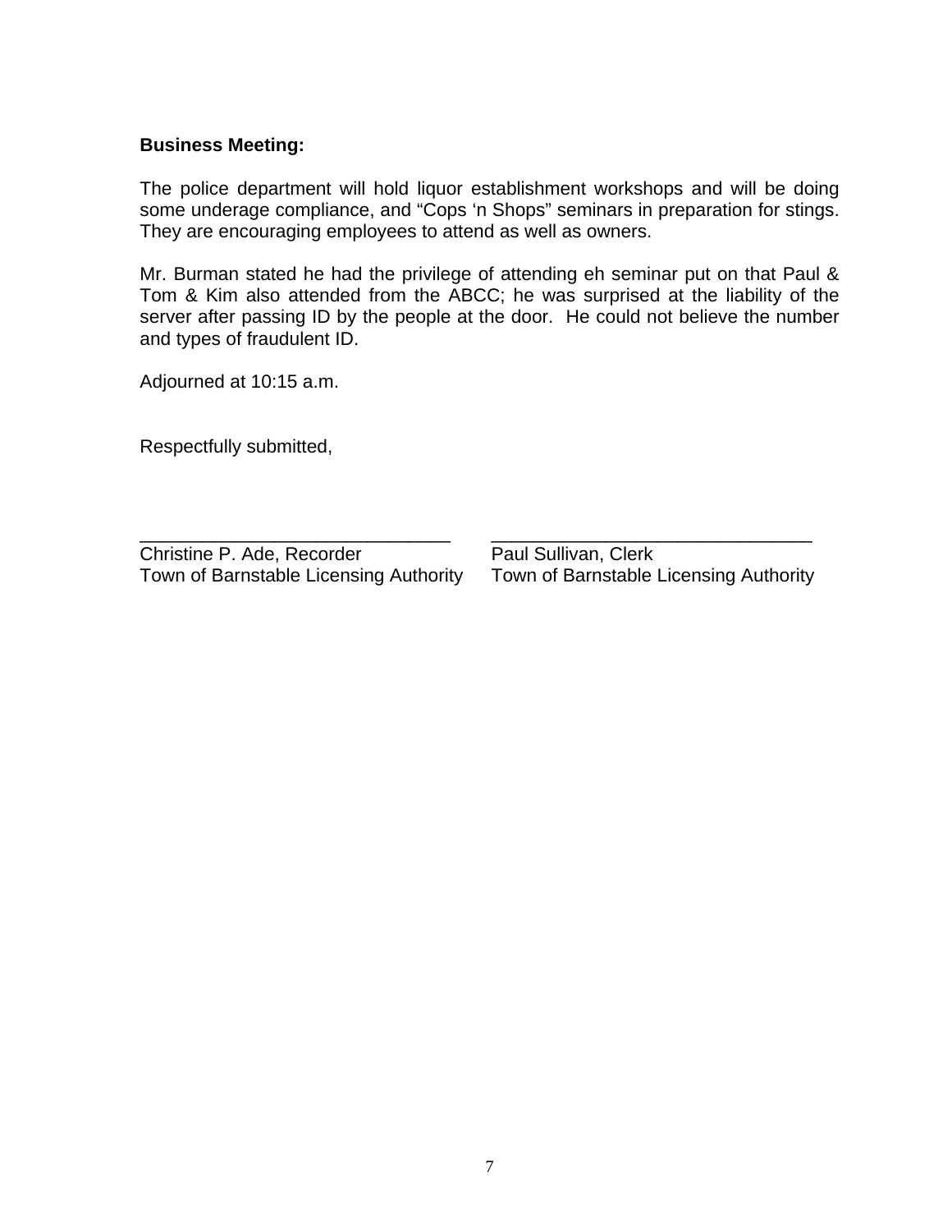**Business Meeting:**

The police department will hold liquor establishment workshops and will be doing some underage compliance, and “Cops ‘n Shops” seminars in preparation for stings. They are encouraging employees to attend as well as owners.

Mr. Burman stated he had the privilege of attending eh seminar put on that Paul & Tom & Kim also attended from the ABCC; he was surprised at the liability of the server after passing ID by the people at the door. He could not believe the number and types of fraudulent ID.

Adjourned at 10:15 a.m.

Respectfully submitted,

| | |
|---|---|
| _______________________________ | ________________________________ |
| Christine P. Ade, Recorder | Paul Sullivan, Clerk |
| Town of Barnstable Licensing Authority | Town of Barnstable Licensing Authority |